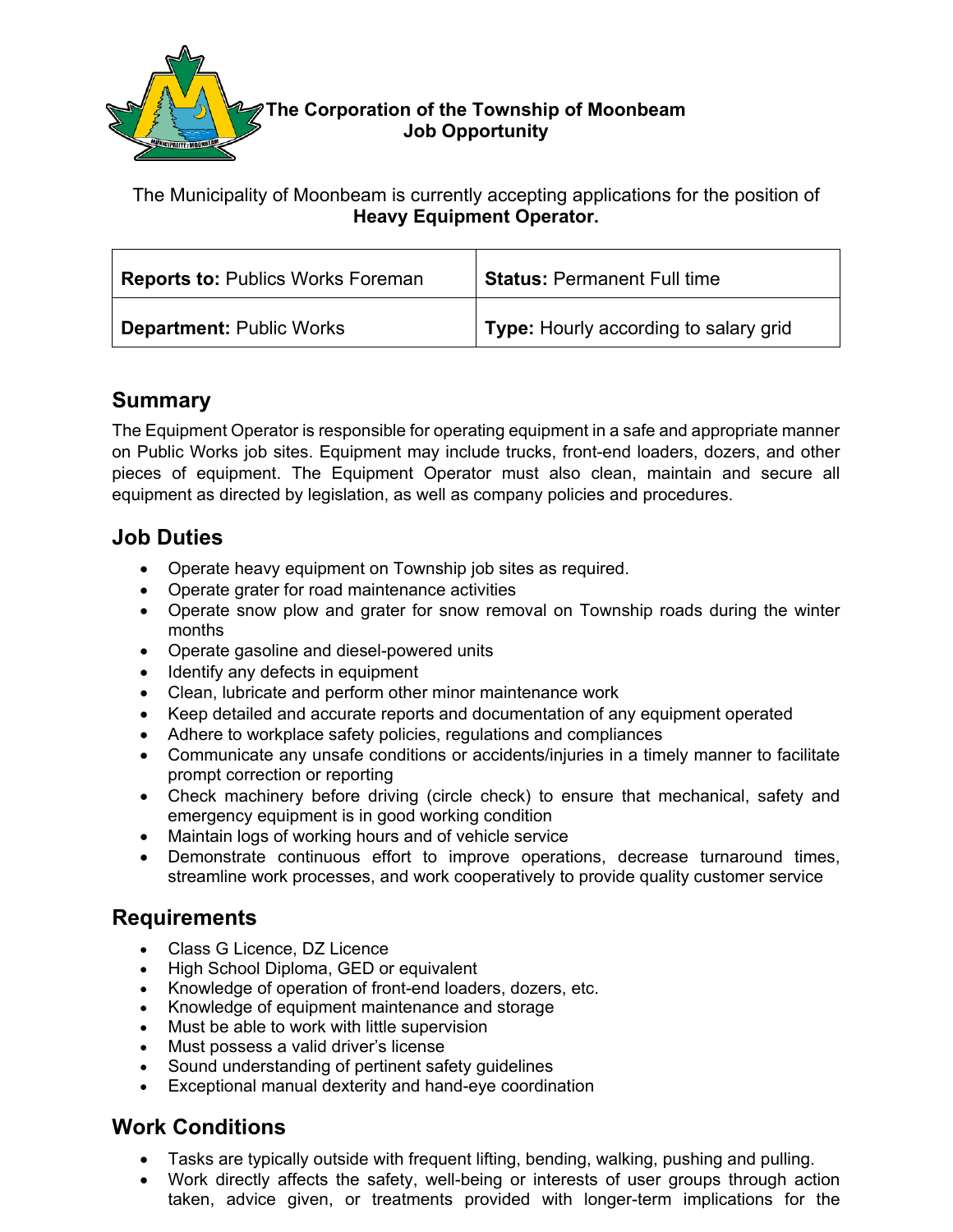**The Corporation of the Township of Moonbeam**
**Job Opportunity**

The Municipality of Moonbeam is currently accepting applications for the position of **Heavy Equipment Operator.**

| **Reports to:** Publics Works Foreman | **Status:** Permanent Full time |
|---|---|
| **Department:** Public Works | **Type:** Hourly according to salary grid |

## Summary

The Equipment Operator is responsible for operating equipment in a safe and appropriate manner on Public Works job sites. Equipment may include trucks, front-end loaders, dozers, and other pieces of equipment. The Equipment Operator must also clean, maintain and secure all equipment as directed by legislation, as well as company policies and procedures.

## Job Duties

- Operate heavy equipment on Township job sites as required.
- Operate grater for road maintenance activities
- Operate snow plow and grater for snow removal on Township roads during the winter months
- Operate gasoline and diesel-powered units
- Identify any defects in equipment
- Clean, lubricate and perform other minor maintenance work
- Keep detailed and accurate reports and documentation of any equipment operated
- Adhere to workplace safety policies, regulations and compliances
- Communicate any unsafe conditions or accidents/injuries in a timely manner to facilitate prompt correction or reporting
- Check machinery before driving (circle check) to ensure that mechanical, safety and emergency equipment is in good working condition
- Maintain logs of working hours and of vehicle service
- Demonstrate continuous effort to improve operations, decrease turnaround times, streamline work processes, and work cooperatively to provide quality customer service

## Requirements

- Class G Licence, DZ Licence
- High School Diploma, GED or equivalent
- Knowledge of operation of front-end loaders, dozers, etc.
- Knowledge of equipment maintenance and storage
- Must be able to work with little supervision
- Must possess a valid driver's license
- Sound understanding of pertinent safety guidelines
- Exceptional manual dexterity and hand-eye coordination

## Work Conditions

- Tasks are typically outside with frequent lifting, bending, walking, pushing and pulling.
- Work directly affects the safety, well-being or interests of user groups through action taken, advice given, or treatments provided with longer-term implications for the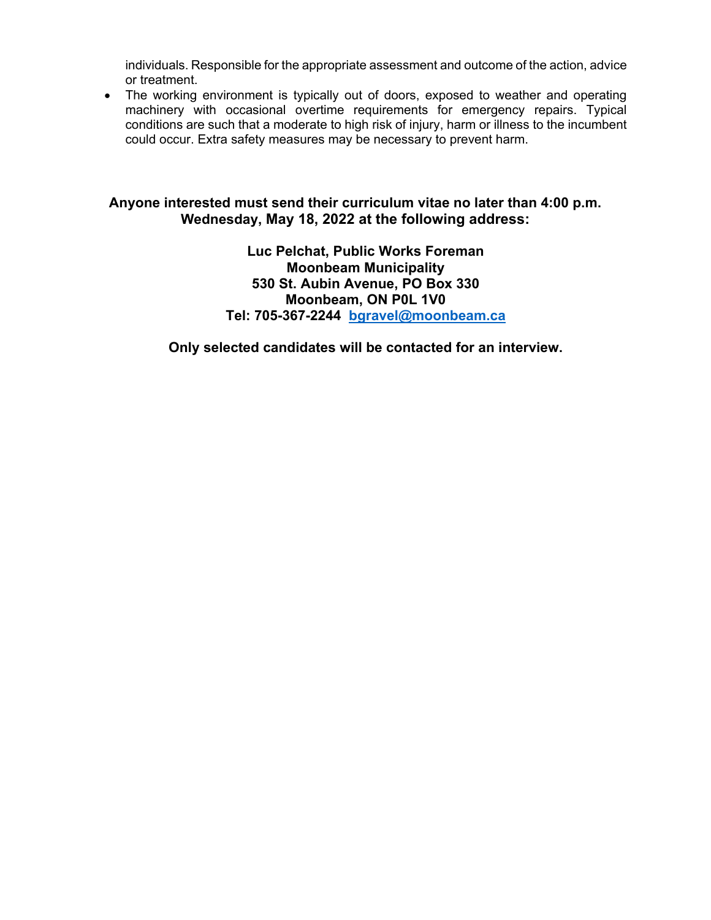individuals. Responsible for the appropriate assessment and outcome of the action, advice or treatment.

- The working environment is typically out of doors, exposed to weather and operating machinery with occasional overtime requirements for emergency repairs. Typical conditions are such that a moderate to high risk of injury, harm or illness to the incumbent could occur. Extra safety measures may be necessary to prevent harm.

**Anyone interested must send their curriculum vitae no later than 4:00 p.m. Wednesday, May 18, 2022 at the following address:**

**Luc Pelchat, Public Works Foreman**
**Moonbeam Municipality**
**530 St. Aubin Avenue, PO Box 330**
**Moonbeam, ON P0L 1V0**
**Tel: 705-367-2244 bgravel@moonbeam.ca**

**Only selected candidates will be contacted for an interview.**